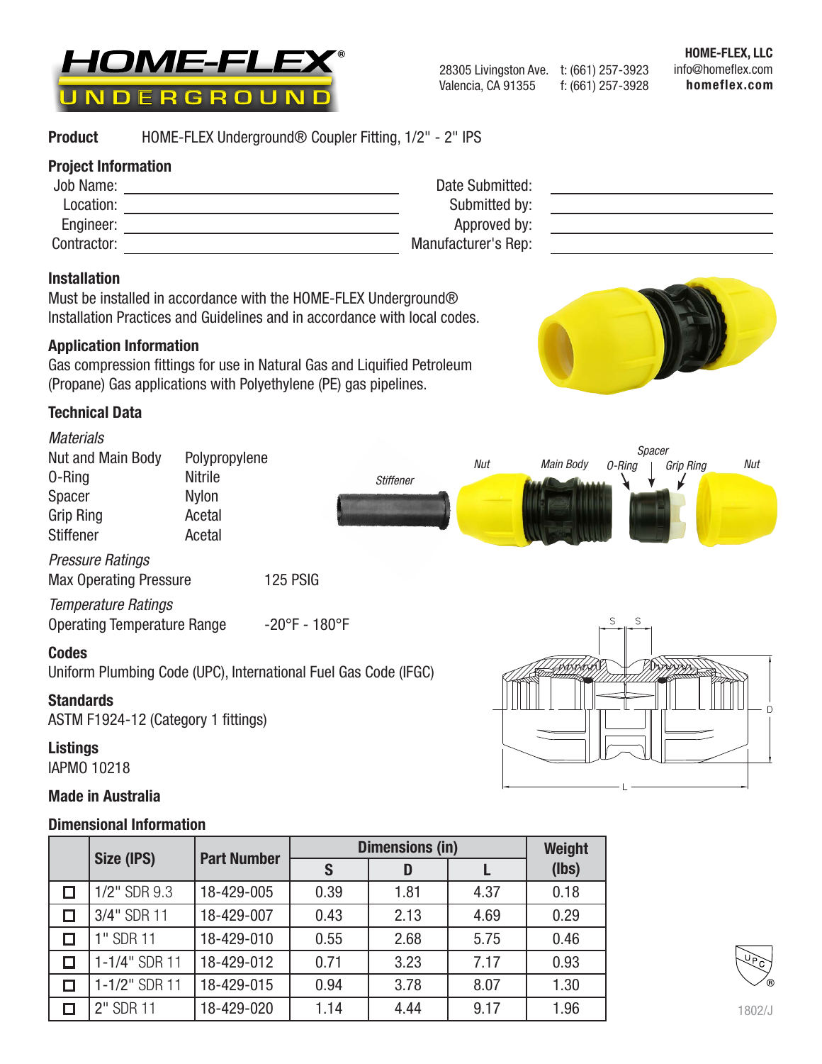HOME-FLEX® UNDERGROUND

28305 Livingston Ave.
Valencia, CA 91355

t: (661) 257-3923
f: (661) 257-3928

**HOME-FLEX, LLC**
info@homeflex.com
**homeflex.com**

**Product** HOME-FLEX Underground® Coupler Fitting, 1/2" - 2" IPS

## Project Information

Job Name: ______________________ Date Submitted: ______________________

Location: ______________________ Submitted by: ______________________

Engineer: ______________________ Approved by: ______________________

Contractor: ______________________ Manufacturer's Rep: ______________________

## Installation

Must be installed in accordance with the HOME-FLEX Underground® Installation Practices and Guidelines and in accordance with local codes.

## Application Information

Gas compression fittings for use in Natural Gas and Liquified Petroleum (Propane) Gas applications with Polyethylene (PE) gas pipelines.

## Technical Data

*Materials*

| Component | Material |
|---|---|
| Nut and Main Body | Polypropylene |
| O-Ring | Nitrile |
| Spacer | Nylon |
| Grip Ring | Acetal |
| Stiffener | Acetal |

*Pressure Ratings*

Max Operating Pressure 125 PSIG

*Temperature Ratings*

Operating Temperature Range -20°F - 180°F

Stiffener, Nut, Main Body, O-Ring, Spacer, Grip Ring, Nut

## Codes

Uniform Plumbing Code (UPC), International Fuel Gas Code (IFGC)

## Standards

ASTM F1924-12 (Category 1 fittings)

## Listings

IAPMO 10218

## Made in Australia

## Dimensional Information

| | Size (IPS) | Part Number | Dimensions (in) | | | Weight (lbs) |
|---|---|---|---|---|---|---|
| | | | S | D | L | |
| ☐ | 1/2" SDR 9.3 | 18-429-005 | 0.39 | 1.81 | 4.37 | 0.18 |
| ☐ | 3/4" SDR 11 | 18-429-007 | 0.43 | 2.13 | 4.69 | 0.29 |
| ☐ | 1" SDR 11 | 18-429-010 | 0.55 | 2.68 | 5.75 | 0.46 |
| ☐ | 1-1/4" SDR 11 | 18-429-012 | 0.71 | 3.23 | 7.17 | 0.93 |
| ☐ | 1-1/2" SDR 11 | 18-429-015 | 0.94 | 3.78 | 8.07 | 1.30 |
| ☐ | 2" SDR 11 | 18-429-020 | 1.14 | 4.44 | 9.17 | 1.96 |

1802/J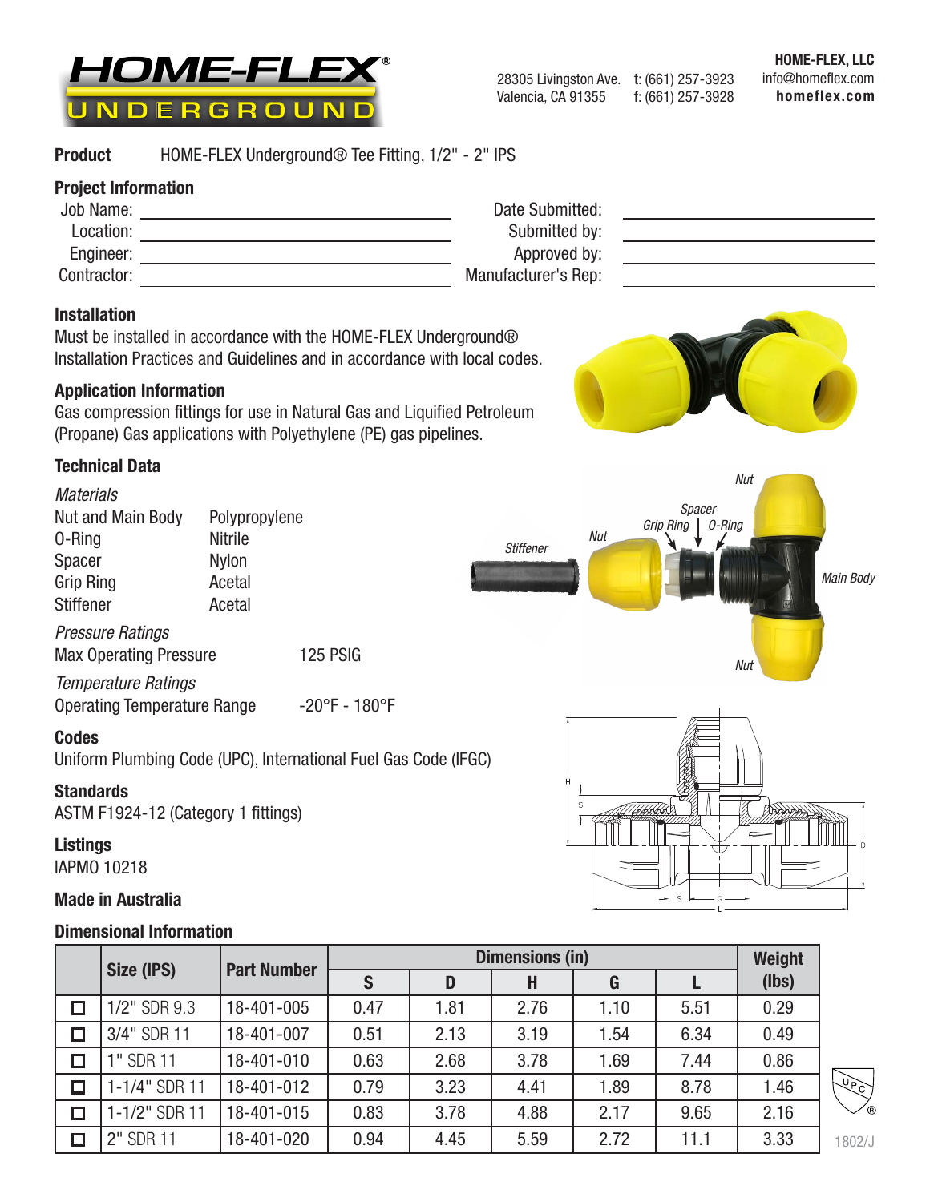**HOME-FLEX® UNDERGROUND**

28305 Livingston Ave.
Valencia, CA 91355

t: (661) 257-3923
f: (661) 257-3928

**HOME-FLEX, LLC**
info@homeflex.com
**homeflex.com**

**Product** HOME-FLEX Underground® Tee Fitting, 1/2" - 2" IPS

## Project Information

Job Name: ______________________ Date Submitted: ______________________
Location: ______________________ Submitted by: ______________________
Engineer: ______________________ Approved by: ______________________
Contractor: ______________________ Manufacturer's Rep: ______________________

## Installation

Must be installed in accordance with the HOME-FLEX Underground® Installation Practices and Guidelines and in accordance with local codes.

## Application Information

Gas compression fittings for use in Natural Gas and Liquified Petroleum (Propane) Gas applications with Polyethylene (PE) gas pipelines.

## Technical Data

*Materials*

| | |
|---|---|
| Nut and Main Body | Polypropylene |
| O-Ring | Nitrile |
| Spacer | Nylon |
| Grip Ring | Acetal |
| Stiffener | Acetal |

*Pressure Ratings*

Max Operating Pressure 125 PSIG

*Temperature Ratings*

Operating Temperature Range -20°F - 180°F

## Codes

Uniform Plumbing Code (UPC), International Fuel Gas Code (IFGC)

## Standards

ASTM F1924-12 (Category 1 fittings)

## Listings

IAPMO 10218

## Made in Australia

## Dimensional Information

| | Size (IPS) | Part Number | Dimensions (in) | | | | | Weight (lbs) |
|---|---|---|---|---|---|---|---|---|
| | | | S | D | H | G | L | |
| ☐ | 1/2" SDR 9.3 | 18-401-005 | 0.47 | 1.81 | 2.76 | 1.10 | 5.51 | 0.29 |
| ☐ | 3/4" SDR 11 | 18-401-007 | 0.51 | 2.13 | 3.19 | 1.54 | 6.34 | 0.49 |
| ☐ | 1" SDR 11 | 18-401-010 | 0.63 | 2.68 | 3.78 | 1.69 | 7.44 | 0.86 |
| ☐ | 1-1/4" SDR 11 | 18-401-012 | 0.79 | 3.23 | 4.41 | 1.89 | 8.78 | 1.46 |
| ☐ | 1-1/2" SDR 11 | 18-401-015 | 0.83 | 3.78 | 4.88 | 2.17 | 9.65 | 2.16 |
| ☐ | 2" SDR 11 | 18-401-020 | 0.94 | 4.45 | 5.59 | 2.72 | 11.1 | 3.33 |

1802/J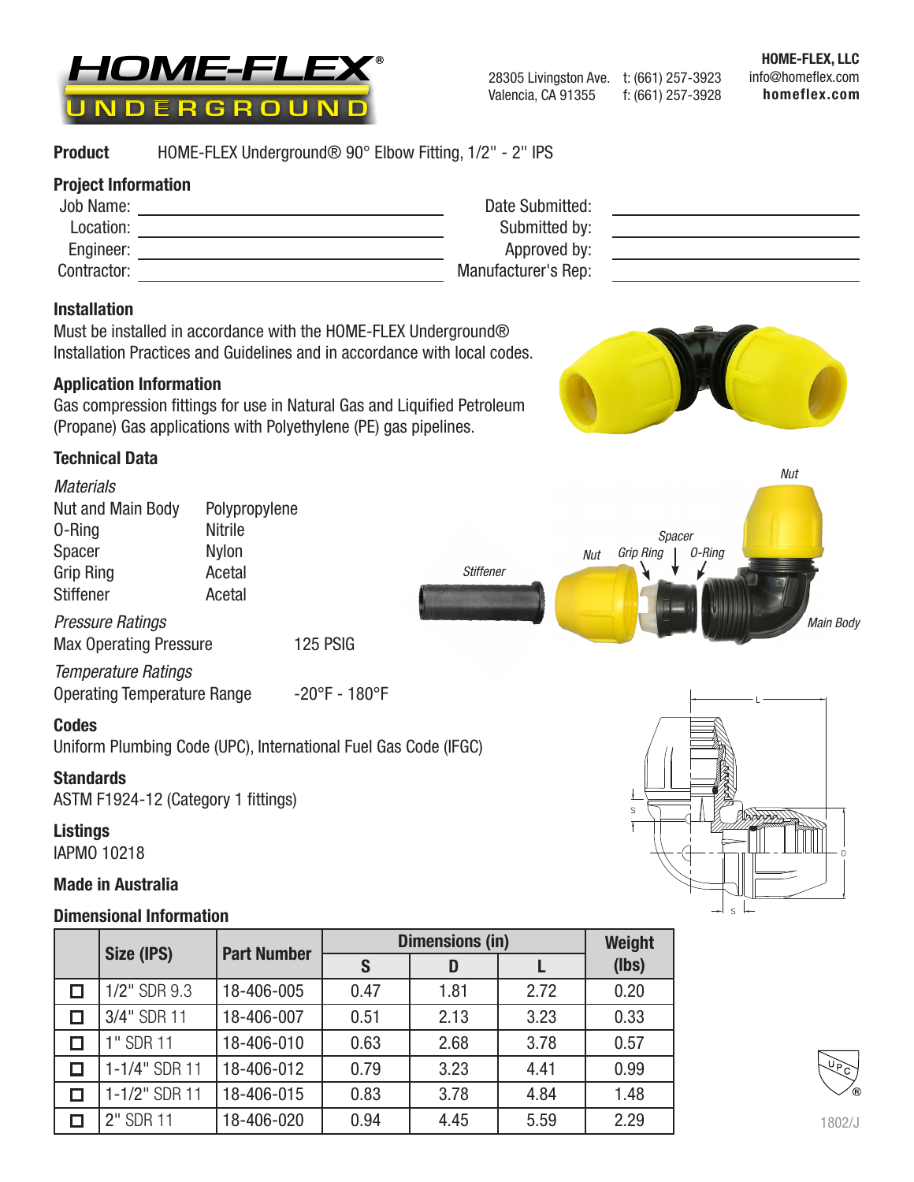# HOME-FLEX® UNDERGROUND

28305 Livingston Ave.
Valencia, CA 91355

t: (661) 257-3923
f: (661) 257-3928

**HOME-FLEX, LLC**
info@homeflex.com
**homeflex.com**

**Product** HOME-FLEX Underground® 90° Elbow Fitting, 1/2" - 2" IPS

## Project Information

| | | | |
|---|---|---|---|
| Job Name: | | Date Submitted: | |
| Location: | | Submitted by: | |
| Engineer: | | Approved by: | |
| Contractor: | | Manufacturer's Rep: | |

## Installation

Must be installed in accordance with the HOME-FLEX Underground® Installation Practices and Guidelines and in accordance with local codes.

## Application Information

Gas compression fittings for use in Natural Gas and Liquified Petroleum (Propane) Gas applications with Polyethylene (PE) gas pipelines.

## Technical Data

*Materials*

| | |
|---|---|
| Nut and Main Body | Polypropylene |
| O-Ring | Nitrile |
| Spacer | Nylon |
| Grip Ring | Acetal |
| Stiffener | Acetal |

*Pressure Ratings*

Max Operating Pressure 125 PSIG

*Temperature Ratings*

Operating Temperature Range -20°F - 180°F

Stiffener, Nut, Grip Ring, Spacer, O-Ring, Nut, Main Body

## Codes

Uniform Plumbing Code (UPC), International Fuel Gas Code (IFGC)

## Standards

ASTM F1924-12 (Category 1 fittings)

## Listings

IAPMO 10218

## Made in Australia

## Dimensional Information

| | Size (IPS) | Part Number | Dimensions (in) | | | Weight (lbs) |
|---|---|---|---|---|---|---|
| | | | S | D | L | |
| ☐ | 1/2" SDR 9.3 | 18-406-005 | 0.47 | 1.81 | 2.72 | 0.20 |
| ☐ | 3/4" SDR 11 | 18-406-007 | 0.51 | 2.13 | 3.23 | 0.33 |
| ☐ | 1" SDR 11 | 18-406-010 | 0.63 | 2.68 | 3.78 | 0.57 |
| ☐ | 1-1/4" SDR 11 | 18-406-012 | 0.79 | 3.23 | 4.41 | 0.99 |
| ☐ | 1-1/2" SDR 11 | 18-406-015 | 0.83 | 3.78 | 4.84 | 1.48 |
| ☐ | 2" SDR 11 | 18-406-020 | 0.94 | 4.45 | 5.59 | 2.29 |

1802/J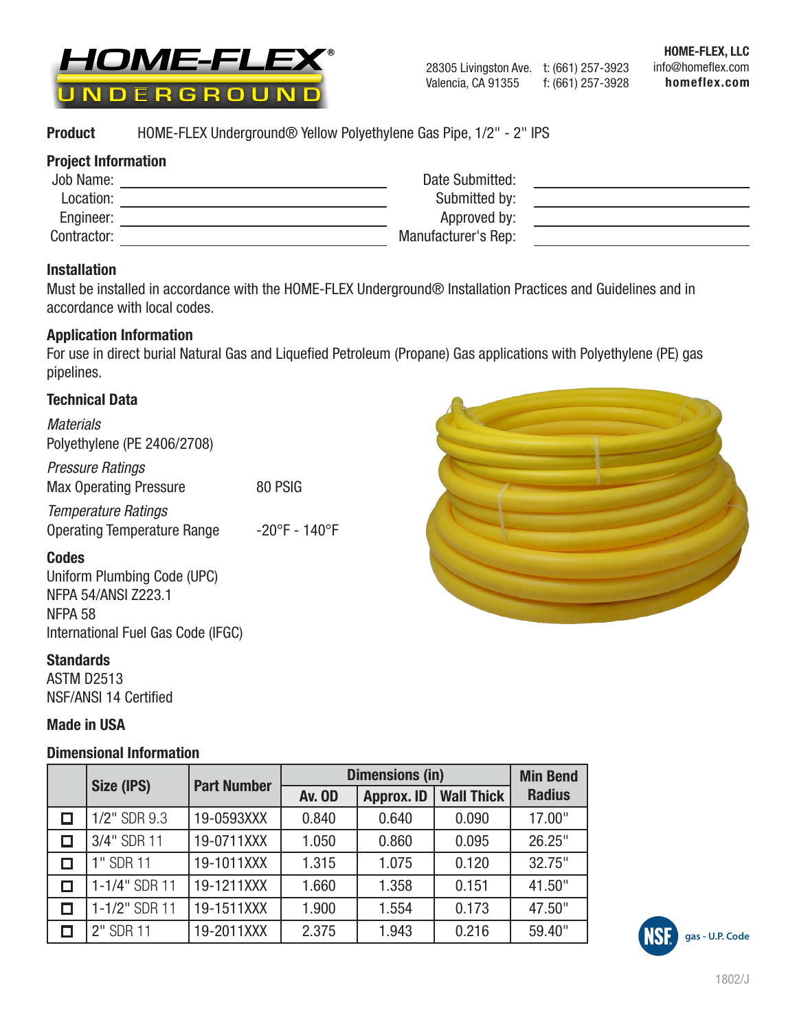# HOME-FLEX® UNDERGROUND

28305 Livingston Ave.
Valencia, CA 91355

t: (661) 257-3923
f: (661) 257-3928

**HOME-FLEX, LLC**
info@homeflex.com
**homeflex.com**

**Product** HOME-FLEX Underground® Yellow Polyethylene Gas Pipe, 1/2" - 2" IPS

## Project Information

| | | | |
|---|---|---|---|
| Job Name: | | Date Submitted: | |
| Location: | | Submitted by: | |
| Engineer: | | Approved by: | |
| Contractor: | | Manufacturer's Rep: | |

## Installation

Must be installed in accordance with the HOME-FLEX Underground® Installation Practices and Guidelines and in accordance with local codes.

## Application Information

For use in direct burial Natural Gas and Liquefied Petroleum (Propane) Gas applications with Polyethylene (PE) gas pipelines.

## Technical Data

*Materials*
Polyethylene (PE 2406/2708)

*Pressure Ratings*
Max Operating Pressure 80 PSIG

*Temperature Ratings*
Operating Temperature Range -20°F - 140°F

## Codes

Uniform Plumbing Code (UPC)
NFPA 54/ANSI Z223.1
NFPA 58
International Fuel Gas Code (IFGC)

## Standards

ASTM D2513
NSF/ANSI 14 Certified

## Made in USA

## Dimensional Information

| | Size (IPS) | Part Number | Dimensions (in) | | | Min Bend Radius |
|---|---|---|---|---|---|---|
| | | | Av. OD | Approx. ID | Wall Thick | |
| ☐ | 1/2" SDR 9.3 | 19-0593XXX | 0.840 | 0.640 | 0.090 | 17.00" |
| ☐ | 3/4" SDR 11 | 19-0711XXX | 1.050 | 0.860 | 0.095 | 26.25" |
| ☐ | 1" SDR 11 | 19-1011XXX | 1.315 | 1.075 | 0.120 | 32.75" |
| ☐ | 1-1/4" SDR 11 | 19-1211XXX | 1.660 | 1.358 | 0.151 | 41.50" |
| ☐ | 1-1/2" SDR 11 | 19-1511XXX | 1.900 | 1.554 | 0.173 | 47.50" |
| ☐ | 2" SDR 11 | 19-2011XXX | 2.375 | 1.943 | 0.216 | 59.40" |

NSF gas - U.P. Code

1802/J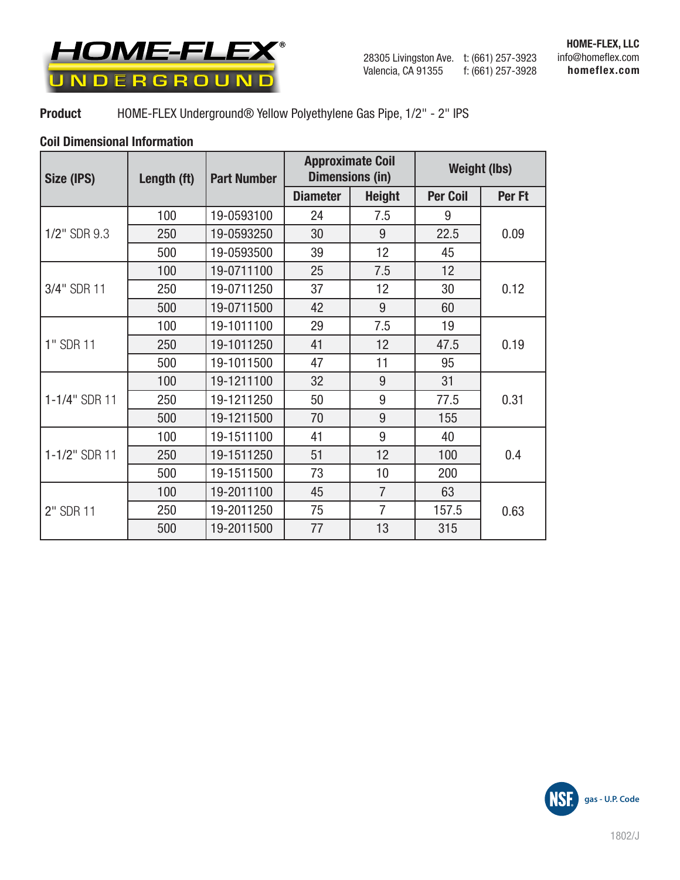HOME-FLEX UNDERGROUND®

28305 Livingston Ave.
Valencia, CA 91355

t: (661) 257-3923
f: (661) 257-3928

**HOME-FLEX, LLC**
info@homeflex.com
**homeflex.com**

**Product** HOME-FLEX Underground® Yellow Polyethylene Gas Pipe, 1/2" - 2" IPS

**Coil Dimensional Information**

| Size (IPS) | Length (ft) | Part Number | Approximate Coil Dimensions (in) | | Weight (lbs) | |
|---|---|---|---|---|---|---|
| | | | Diameter | Height | Per Coil | Per Ft |
| 1/2" SDR 9.3 | 100 | 19-0593100 | 24 | 7.5 | 9 | 0.09 |
| | 250 | 19-0593250 | 30 | 9 | 22.5 | |
| | 500 | 19-0593500 | 39 | 12 | 45 | |
| 3/4" SDR 11 | 100 | 19-0711100 | 25 | 7.5 | 12 | 0.12 |
| | 250 | 19-0711250 | 37 | 12 | 30 | |
| | 500 | 19-0711500 | 42 | 9 | 60 | |
| 1" SDR 11 | 100 | 19-1011100 | 29 | 7.5 | 19 | 0.19 |
| | 250 | 19-1011250 | 41 | 12 | 47.5 | |
| | 500 | 19-1011500 | 47 | 11 | 95 | |
| 1-1/4" SDR 11 | 100 | 19-1211100 | 32 | 9 | 31 | 0.31 |
| | 250 | 19-1211250 | 50 | 9 | 77.5 | |
| | 500 | 19-1211500 | 70 | 9 | 155 | |
| 1-1/2" SDR 11 | 100 | 19-1511100 | 41 | 9 | 40 | 0.4 |
| | 250 | 19-1511250 | 51 | 12 | 100 | |
| | 500 | 19-1511500 | 73 | 10 | 200 | |
| 2" SDR 11 | 100 | 19-2011100 | 45 | 7 | 63 | 0.63 |
| | 250 | 19-2011250 | 75 | 7 | 157.5 | |
| | 500 | 19-2011500 | 77 | 13 | 315 | |

NSF gas - U.P. Code

1802/J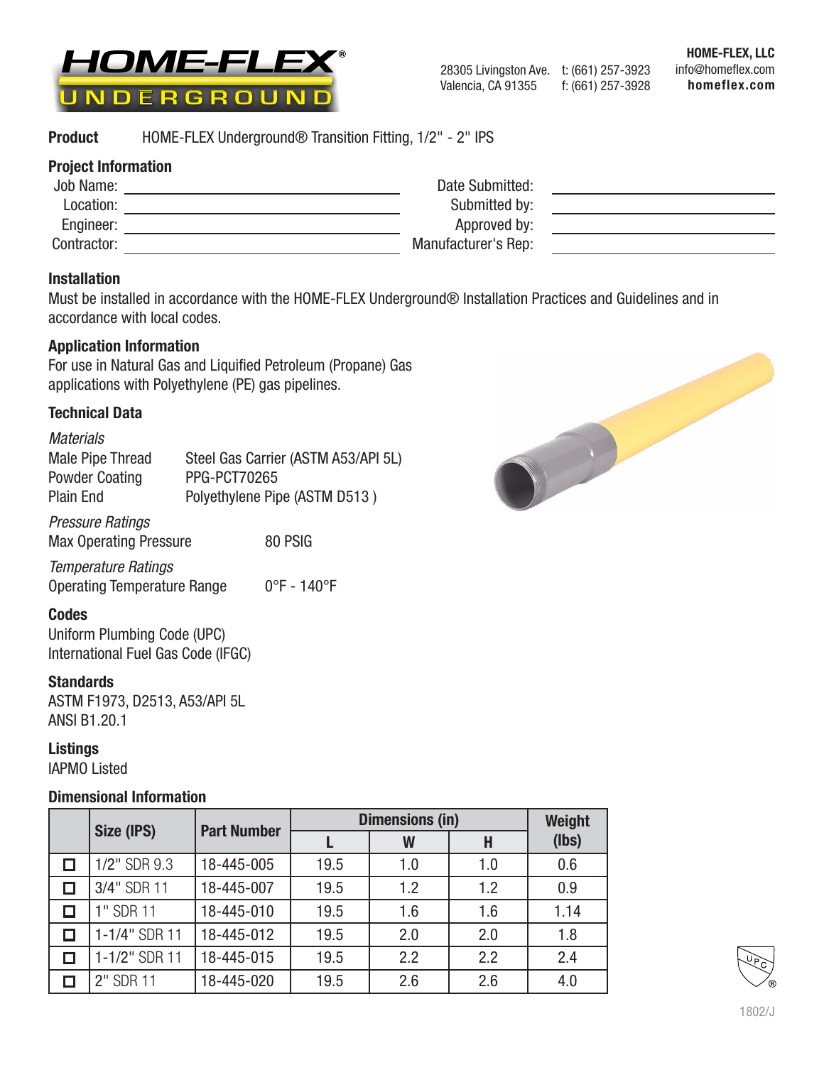# HOME-FLEX® UNDERGROUND

28305 Livingston Ave.
Valencia, CA 91355

t: (661) 257-3923
f: (661) 257-3928

**HOME-FLEX, LLC**
info@homeflex.com
**homeflex.com**

**Product** HOME-FLEX Underground® Transition Fitting, 1/2" - 2" IPS

## Project Information

| | | | |
|---|---|---|---|
| Job Name: | | Date Submitted: | |
| Location: | | Submitted by: | |
| Engineer: | | Approved by: | |
| Contractor: | | Manufacturer's Rep: | |

## Installation

Must be installed in accordance with the HOME-FLEX Underground® Installation Practices and Guidelines and in accordance with local codes.

## Application Information

For use in Natural Gas and Liquified Petroleum (Propane) Gas applications with Polyethylene (PE) gas pipelines.

## Technical Data

*Materials*

| | |
|---|---|
| Male Pipe Thread | Steel Gas Carrier (ASTM A53/API 5L) |
| Powder Coating | PPG-PCT70265 |
| Plain End | Polyethylene Pipe (ASTM D513 ) |

*Pressure Ratings*

Max Operating Pressure 80 PSIG

*Temperature Ratings*

Operating Temperature Range 0°F - 140°F

## Codes

Uniform Plumbing Code (UPC)
International Fuel Gas Code (IFGC)

## Standards

ASTM F1973, D2513, A53/API 5L
ANSI B1.20.1

## Listings

IAPMO Listed

## Dimensional Information

| | Size (IPS) | Part Number | Dimensions (in) | | | Weight (lbs) |
|---|---|---|---|---|---|---|
| | | | L | W | H | |
| ☐ | 1/2" SDR 9.3 | 18-445-005 | 19.5 | 1.0 | 1.0 | 0.6 |
| ☐ | 3/4" SDR 11 | 18-445-007 | 19.5 | 1.2 | 1.2 | 0.9 |
| ☐ | 1" SDR 11 | 18-445-010 | 19.5 | 1.6 | 1.6 | 1.14 |
| ☐ | 1-1/4" SDR 11 | 18-445-012 | 19.5 | 2.0 | 2.0 | 1.8 |
| ☐ | 1-1/2" SDR 11 | 18-445-015 | 19.5 | 2.2 | 2.2 | 2.4 |
| ☐ | 2" SDR 11 | 18-445-020 | 19.5 | 2.6 | 2.6 | 4.0 |

1802/J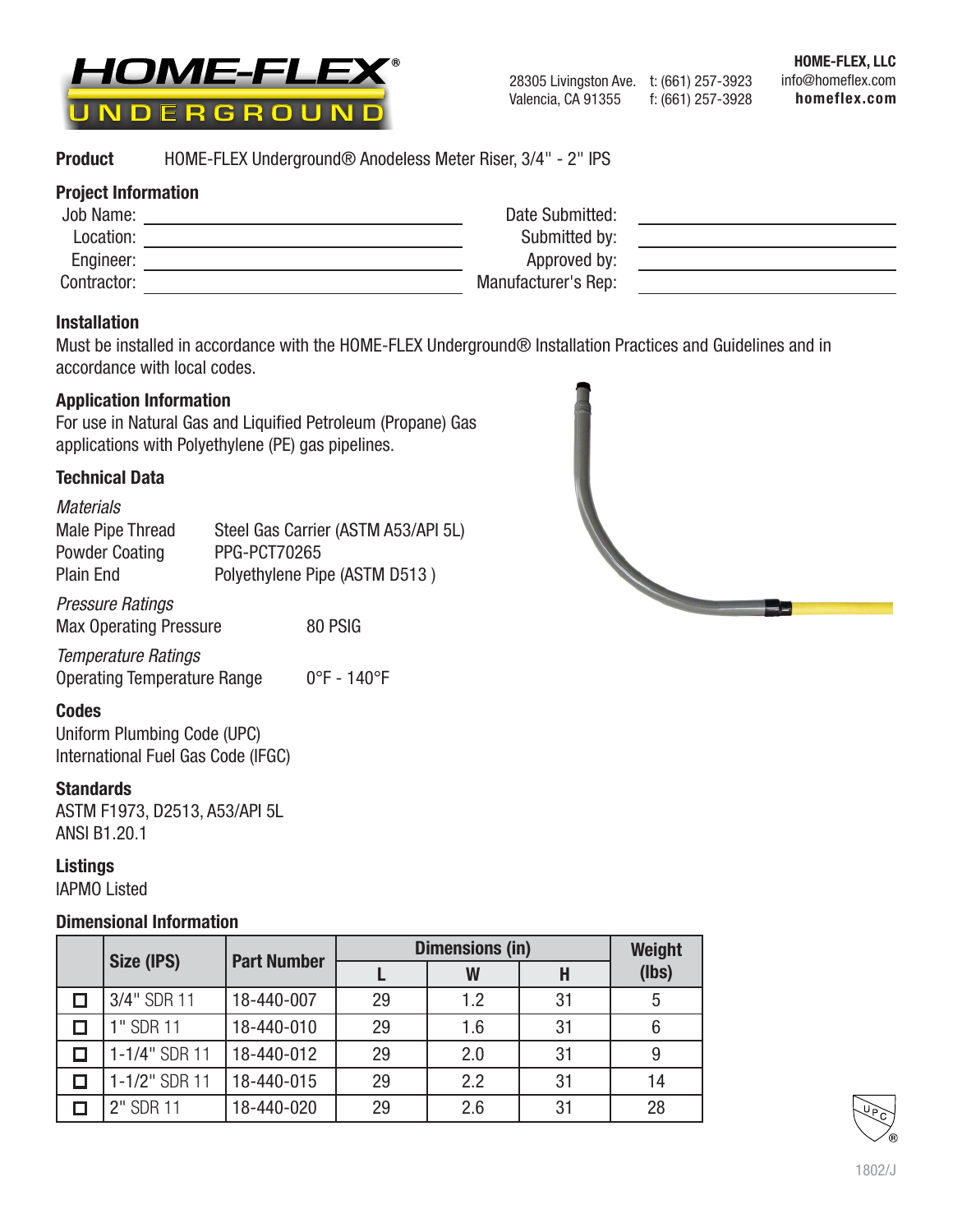# HOME-FLEX® UNDERGROUND

28305 Livingston Ave.
Valencia, CA 91355

t: (661) 257-3923
f: (661) 257-3928

**HOME-FLEX, LLC**
info@homeflex.com
**homeflex.com**

**Product** HOME-FLEX Underground® Anodeless Meter Riser, 3/4" - 2" IPS

## Project Information

Job Name: ______________________

Location: ______________________

Engineer: ______________________

Contractor: ______________________

Date Submitted: ______________________

Submitted by: ______________________

Approved by: ______________________

Manufacturer's Rep: ______________________

## Installation

Must be installed in accordance with the HOME-FLEX Underground® Installation Practices and Guidelines and in accordance with local codes.

## Application Information

For use in Natural Gas and Liquified Petroleum (Propane) Gas applications with Polyethylene (PE) gas pipelines.

## Technical Data

*Materials*

| | |
|---|---|
| Male Pipe Thread | Steel Gas Carrier (ASTM A53/API 5L) |
| Powder Coating | PPG-PCT70265 |
| Plain End | Polyethylene Pipe (ASTM D513 ) |

*Pressure Ratings*

Max Operating Pressure 80 PSIG

*Temperature Ratings*

Operating Temperature Range 0°F - 140°F

## Codes

Uniform Plumbing Code (UPC)
International Fuel Gas Code (IFGC)

## Standards

ASTM F1973, D2513, A53/API 5L
ANSI B1.20.1

## Listings

IAPMO Listed

## Dimensional Information

| | Size (IPS) | Part Number | Dimensions (in) | | | Weight (lbs) |
|---|---|---|---|---|---|---|
| | | | L | W | H | |
| ☐ | 3/4" SDR 11 | 18-440-007 | 29 | 1.2 | 31 | 5 |
| ☐ | 1" SDR 11 | 18-440-010 | 29 | 1.6 | 31 | 6 |
| ☐ | 1-1/4" SDR 11 | 18-440-012 | 29 | 2.0 | 31 | 9 |
| ☐ | 1-1/2" SDR 11 | 18-440-015 | 29 | 2.2 | 31 | 14 |
| ☐ | 2" SDR 11 | 18-440-020 | 29 | 2.6 | 31 | 28 |

1802/J